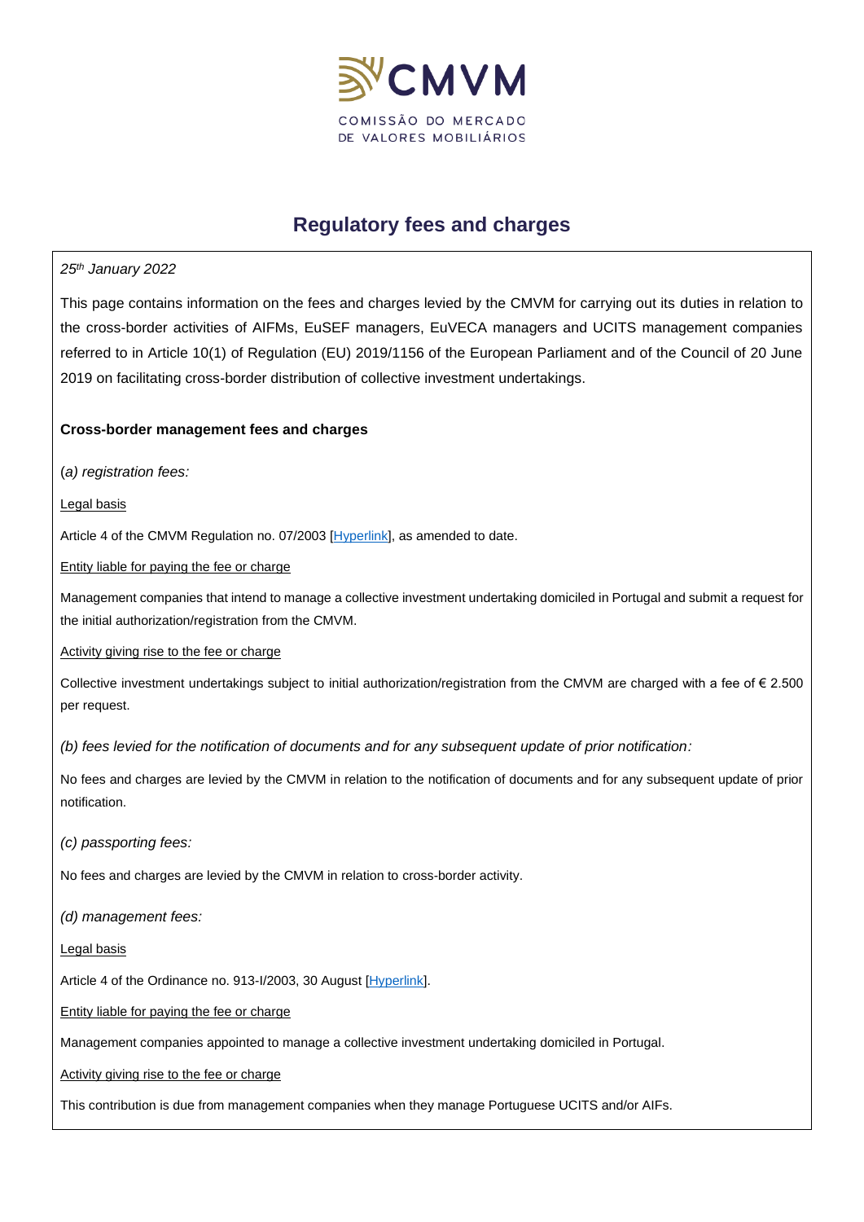CMVM

COMISSÃO DO MERCADO DE VALORES MOBILIÁRIOS

# Regulatory fees and charges

*25th January 2022*

This page contains information on the fees and charges levied by the CMVM for carrying out its duties in relation to the cross-border activities of AIFMs, EuSEF managers, EuVECA managers and UCITS management companies referred to in Article 10(1) of Regulation (EU) 2019/1156 of the European Parliament and of the Council of 20 June 2019 on facilitating cross-border distribution of collective investment undertakings.

**Cross-border management fees and charges**

(*a) registration fees:*

Legal basis

Article 4 of the CMVM Regulation no. 07/2003 [Hyperlink], as amended to date.

Entity liable for paying the fee or charge

Management companies that intend to manage a collective investment undertaking domiciled in Portugal and submit a request for the initial authorization/registration from the CMVM.

Activity giving rise to the fee or charge

Collective investment undertakings subject to initial authorization/registration from the CMVM are charged with a fee of € 2.500 per request.

*(b) fees levied for the notification of documents and for any subsequent update of prior notification:*

No fees and charges are levied by the CMVM in relation to the notification of documents and for any subsequent update of prior notification.

*(c) passporting fees:*

No fees and charges are levied by the CMVM in relation to cross-border activity.

*(d) management fees:*

Legal basis

Article 4 of the Ordinance no. 913-I/2003, 30 August [Hyperlink].

Entity liable for paying the fee or charge

Management companies appointed to manage a collective investment undertaking domiciled in Portugal.

Activity giving rise to the fee or charge

This contribution is due from management companies when they manage Portuguese UCITS and/or AIFs.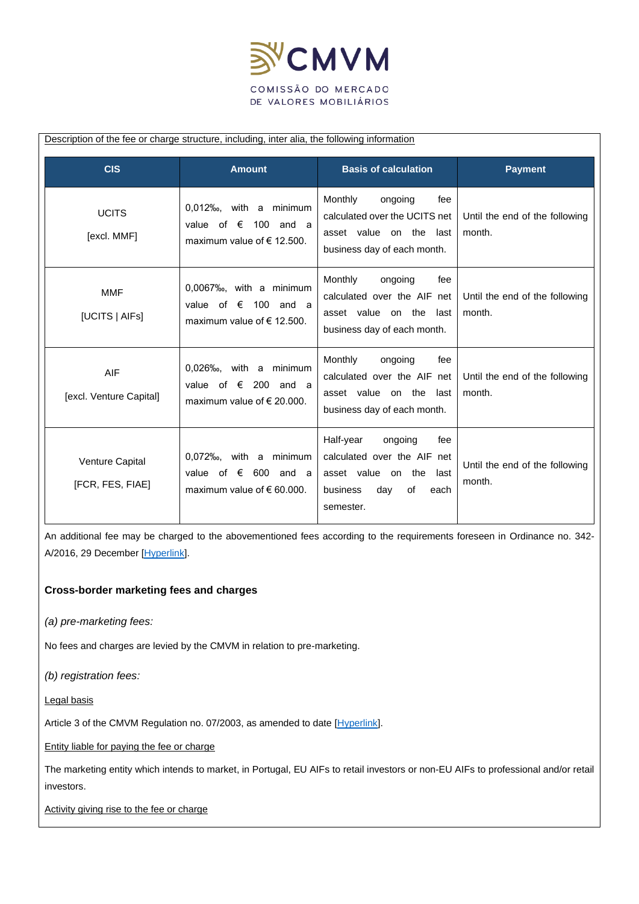Description of the fee or charge structure, including, inter alia, the following information

| CIS | Amount | Basis of calculation | Payment |
|---|---|---|---|
| UCITS [excl. MMF] | 0,012‰, with a minimum value of € 100 and a maximum value of € 12.500. | Monthly ongoing fee calculated over the UCITS net asset value on the last business day of each month. | Until the end of the following month. |
| MMF [UCITS \| AIFs] | 0,0067‰, with a minimum value of € 100 and a maximum value of € 12.500. | Monthly ongoing fee calculated over the AIF net asset value on the last business day of each month. | Until the end of the following month. |
| AIF [excl. Venture Capital] | 0,026‰, with a minimum value of € 200 and a maximum value of € 20.000. | Monthly ongoing fee calculated over the AIF net asset value on the last business day of each month. | Until the end of the following month. |
| Venture Capital [FCR, FES, FIAE] | 0,072‰, with a minimum value of € 600 and a maximum value of € 60.000. | Half-year ongoing fee calculated over the AIF net asset value on the last business day of each semester. | Until the end of the following month. |

An additional fee may be charged to the abovementioned fees according to the requirements foreseen in Ordinance no. 342-A/2016, 29 December [Hyperlink].

### Cross-border marketing fees and charges

*(a) pre-marketing fees:*

No fees and charges are levied by the CMVM in relation to pre-marketing.

*(b) registration fees:*

Legal basis

Article 3 of the CMVM Regulation no. 07/2003, as amended to date [Hyperlink].

Entity liable for paying the fee or charge

The marketing entity which intends to market, in Portugal, EU AIFs to retail investors or non-EU AIFs to professional and/or retail investors.

Activity giving rise to the fee or charge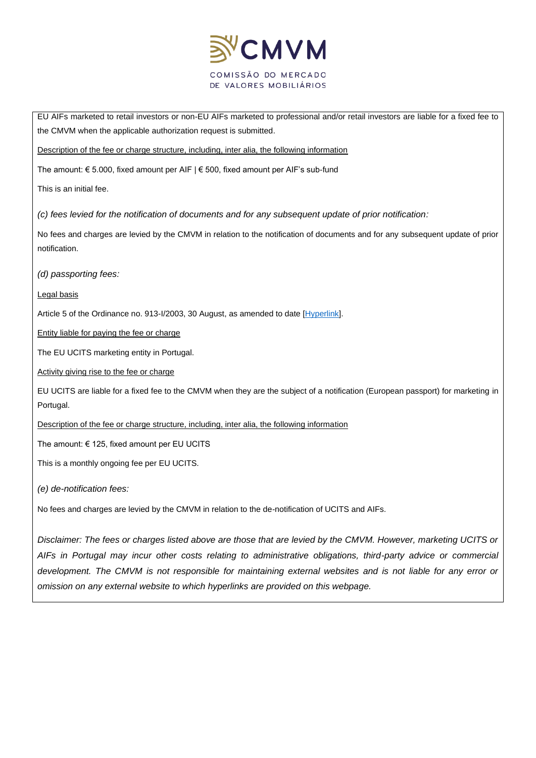EU AIFs marketed to retail investors or non-EU AIFs marketed to professional and/or retail investors are liable for a fixed fee to the CMVM when the applicable authorization request is submitted.

Description of the fee or charge structure, including, inter alia, the following information

The amount: € 5.000, fixed amount per AIF | € 500, fixed amount per AIF's sub-fund

This is an initial fee.

*(c) fees levied for the notification of documents and for any subsequent update of prior notification:*

No fees and charges are levied by the CMVM in relation to the notification of documents and for any subsequent update of prior notification.

*(d) passporting fees:*

Legal basis

Article 5 of the Ordinance no. 913-I/2003, 30 August, as amended to date [Hyperlink].

Entity liable for paying the fee or charge

The EU UCITS marketing entity in Portugal.

Activity giving rise to the fee or charge

EU UCITS are liable for a fixed fee to the CMVM when they are the subject of a notification (European passport) for marketing in Portugal.

Description of the fee or charge structure, including, inter alia, the following information

The amount: € 125, fixed amount per EU UCITS

This is a monthly ongoing fee per EU UCITS.

*(e) de-notification fees:*

No fees and charges are levied by the CMVM in relation to the de-notification of UCITS and AIFs.

*Disclaimer: The fees or charges listed above are those that are levied by the CMVM. However, marketing UCITS or AIFs in Portugal may incur other costs relating to administrative obligations, third-party advice or commercial development. The CMVM is not responsible for maintaining external websites and is not liable for any error or omission on any external website to which hyperlinks are provided on this webpage.*